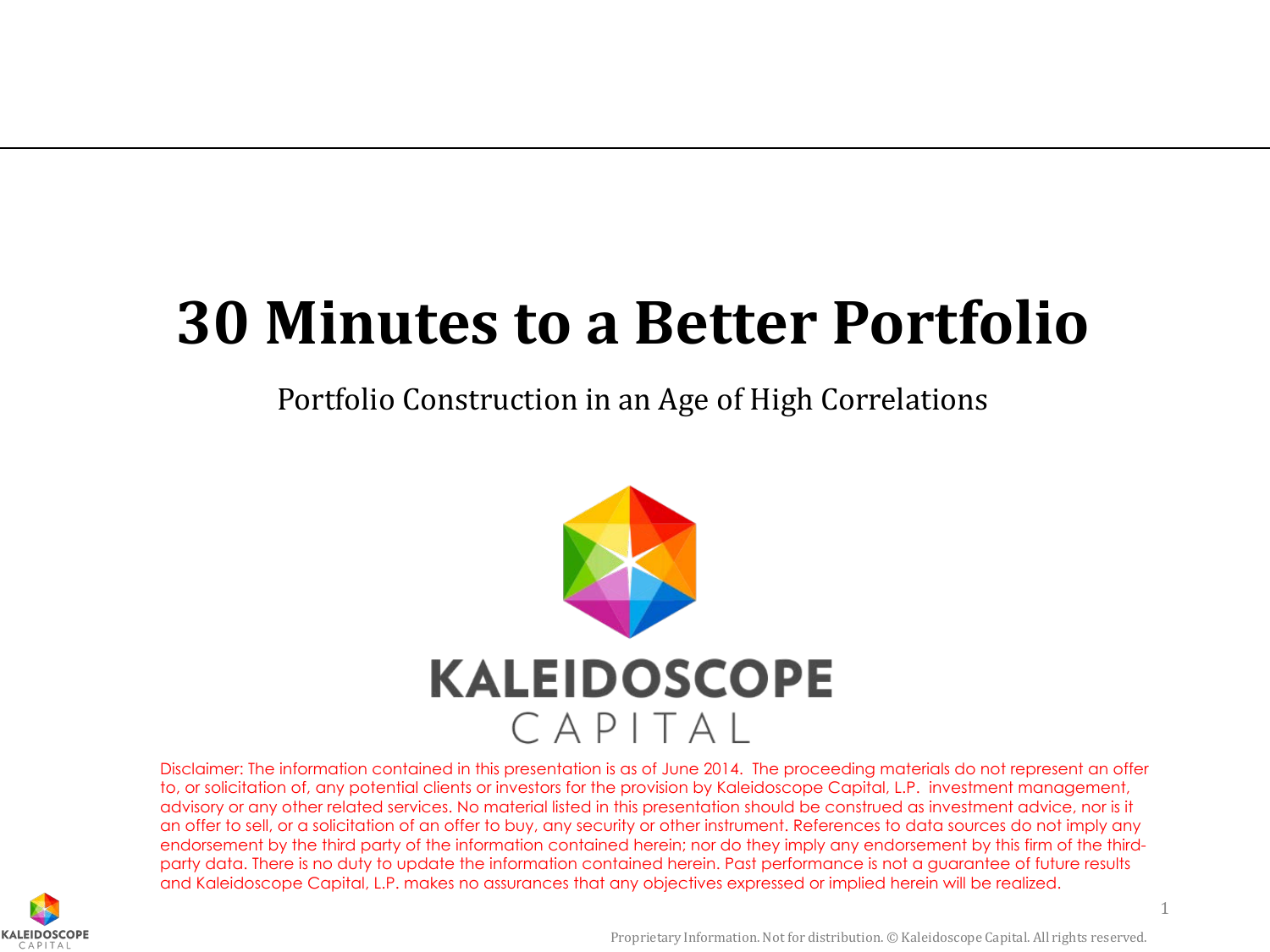# 30 Minutes to a Better Portfolio

Portfolio Construction in an Age of High Correlations

KALEIDOSCOPE
CAPITAL

Disclaimer: The information contained in this presentation is as of June 2014. The proceeding materials do not represent an offer to, or solicitation of, any potential clients or investors for the provision by Kaleidoscope Capital, L.P. investment management, advisory or any other related services. No material listed in this presentation should be construed as investment advice, nor is it an offer to sell, or a solicitation of an offer to buy, any security or other instrument. References to data sources do not imply any endorsement by the third party of the information contained herein; nor do they imply any endorsement by this firm of the third-party data. There is no duty to update the information contained herein. Past performance is not a guarantee of future results and Kaleidoscope Capital, L.P. makes no assurances that any objectives expressed or implied herein will be realized.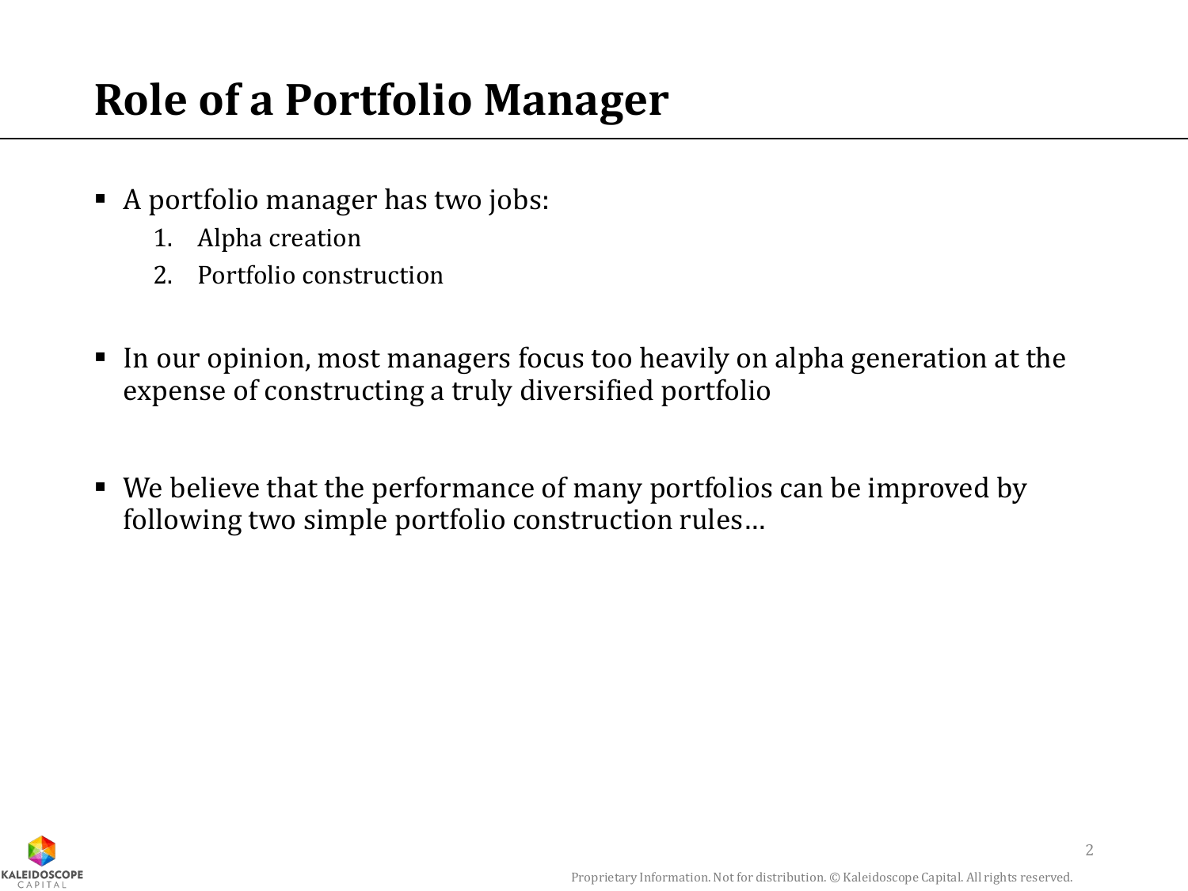# Role of a Portfolio Manager

- A portfolio manager has two jobs:
    1. Alpha creation
    2. Portfolio construction

- In our opinion, most managers focus too heavily on alpha generation at the expense of constructing a truly diversified portfolio

- We believe that the performance of many portfolios can be improved by following two simple portfolio construction rules…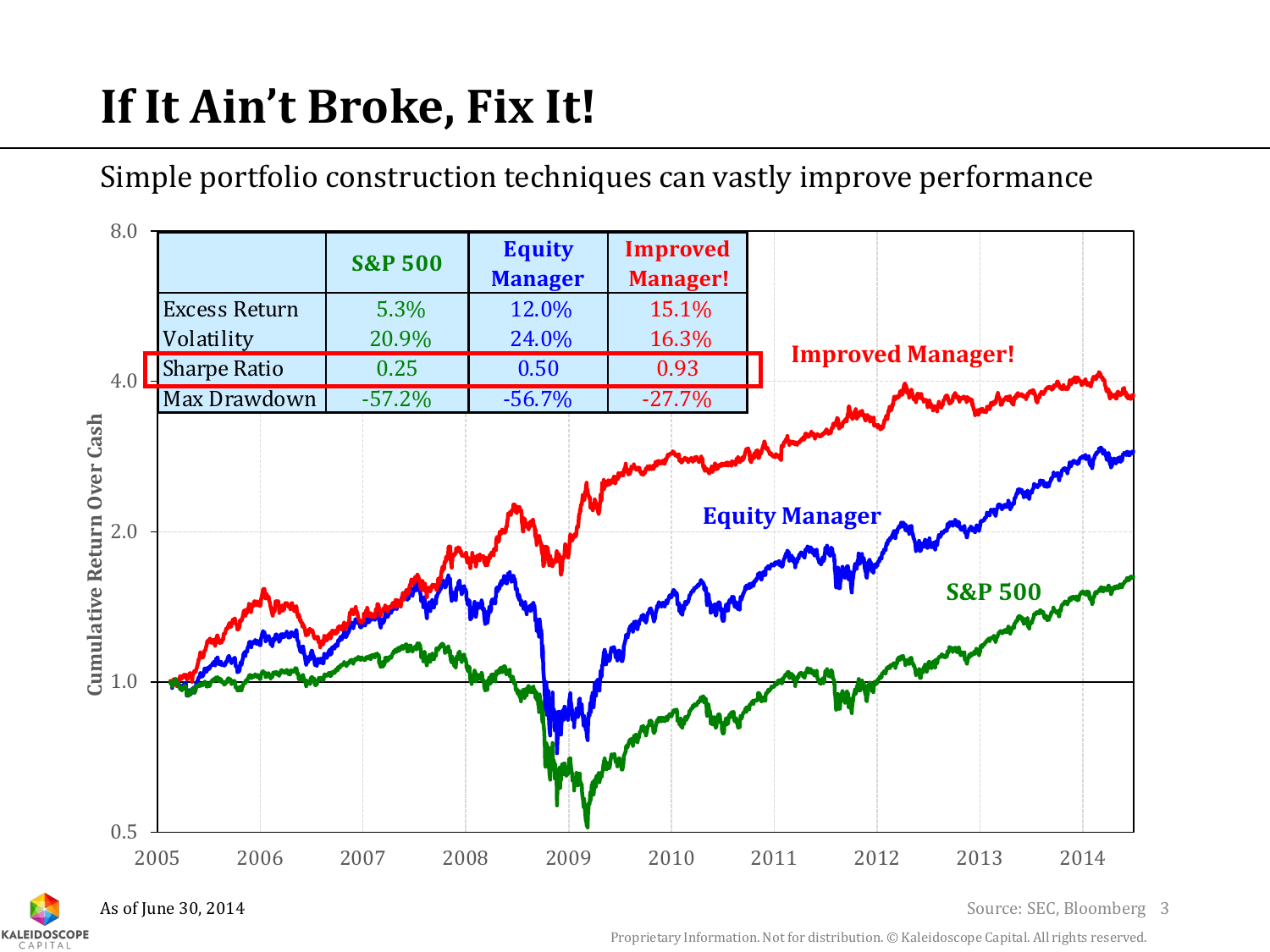# If It Ain't Broke, Fix It!

Simple portfolio construction techniques can vastly improve performance

| | S&P 500 | Equity Manager | Improved Manager! |
|---|---|---|---|
| Excess Return | 5.3% | 12.0% | 15.1% |
| Volatility | 20.9% | 24.0% | 16.3% |
| Sharpe Ratio | 0.25 | 0.50 | 0.93 |
| Max Drawdown | -57.2% | -56.7% | -27.7% |

As of June 30, 2014

Source: SEC, Bloomberg

Proprietary Information. Not for distribution. © Kaleidoscope Capital. All rights reserved.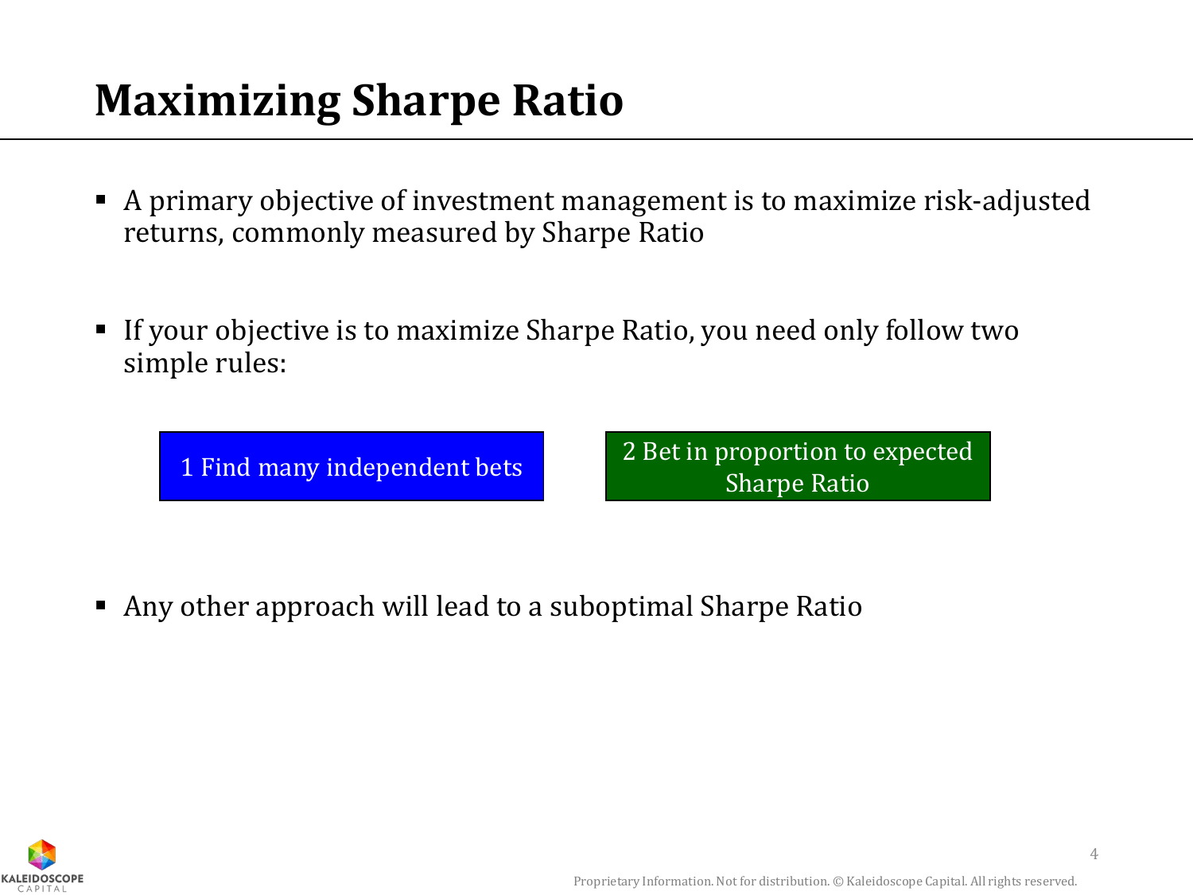# Maximizing Sharpe Ratio

- A primary objective of investment management is to maximize risk-adjusted returns, commonly measured by Sharpe Ratio
- If your objective is to maximize Sharpe Ratio, you need only follow two simple rules:

1 Find many independent bets

2 Bet in proportion to expected Sharpe Ratio

- Any other approach will lead to a suboptimal Sharpe Ratio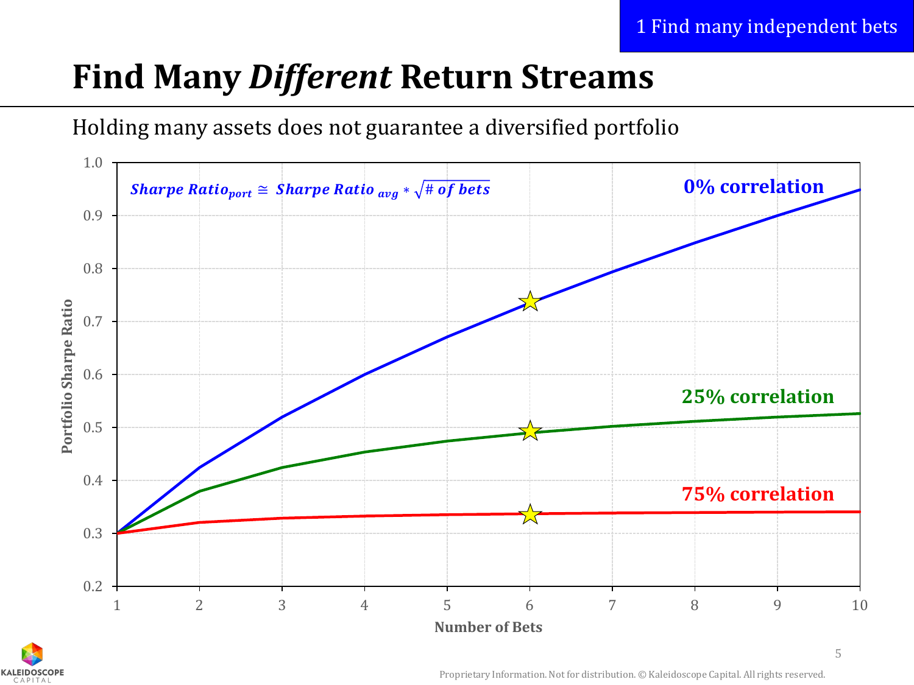1 Find many independent bets

# Find Many *Different* Return Streams

Holding many assets does not guarantee a diversified portfolio

$$Sharpe\ Ratio_{port} \cong Sharpe\ Ratio_{avg} * \sqrt{\#\ of\ bets}$$

0% correlation

25% correlation

75% correlation

Portfolio Sharpe Ratio

Number of Bets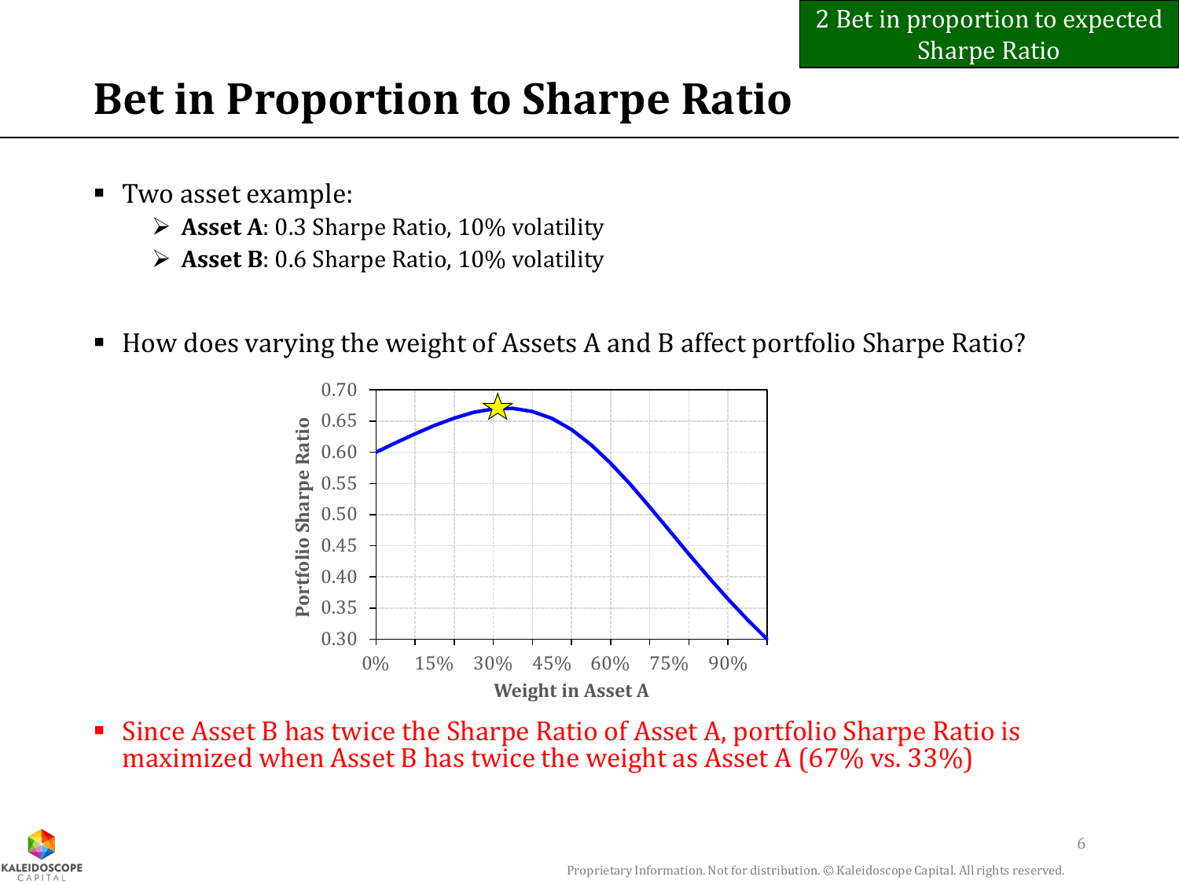# Bet in Proportion to Sharpe Ratio

- Two asset example:
  - **Asset A**: 0.3 Sharpe Ratio, 10% volatility
  - **Asset B**: 0.6 Sharpe Ratio, 10% volatility

- How does varying the weight of Assets A and B affect portfolio Sharpe Ratio?

- Since Asset B has twice the Sharpe Ratio of Asset A, portfolio Sharpe Ratio is maximized when Asset B has twice the weight as Asset A (67% vs. 33%)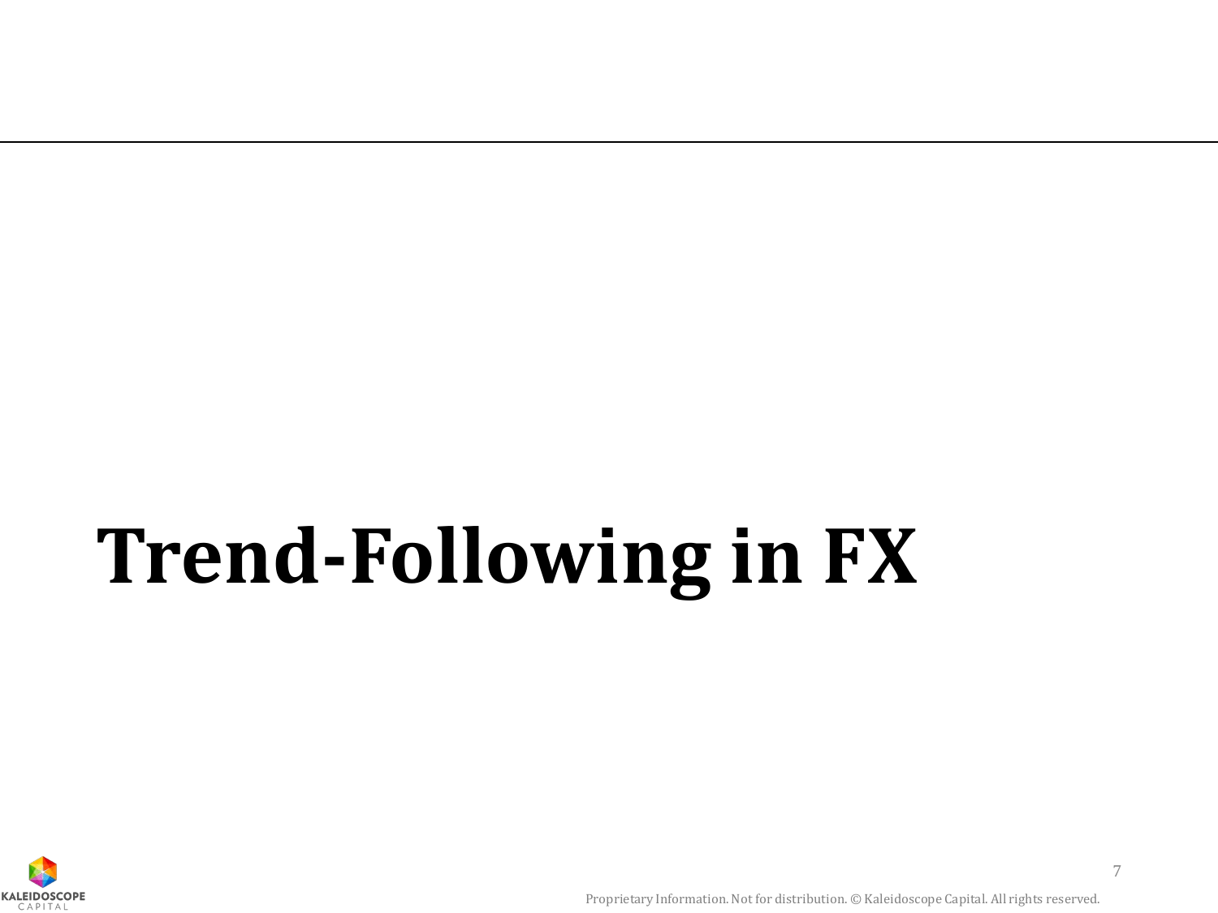# Trend-Following in FX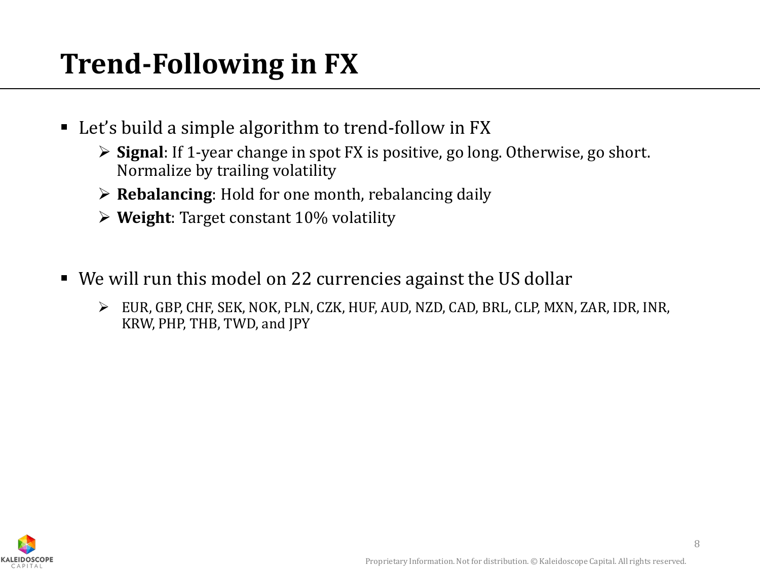# Trend-Following in FX

- Let's build a simple algorithm to trend-follow in FX
  - **Signal**: If 1-year change in spot FX is positive, go long. Otherwise, go short. Normalize by trailing volatility
  - **Rebalancing**: Hold for one month, rebalancing daily
  - **Weight**: Target constant 10% volatility

- We will run this model on 22 currencies against the US dollar
  - EUR, GBP, CHF, SEK, NOK, PLN, CZK, HUF, AUD, NZD, CAD, BRL, CLP, MXN, ZAR, IDR, INR, KRW, PHP, THB, TWD, and JPY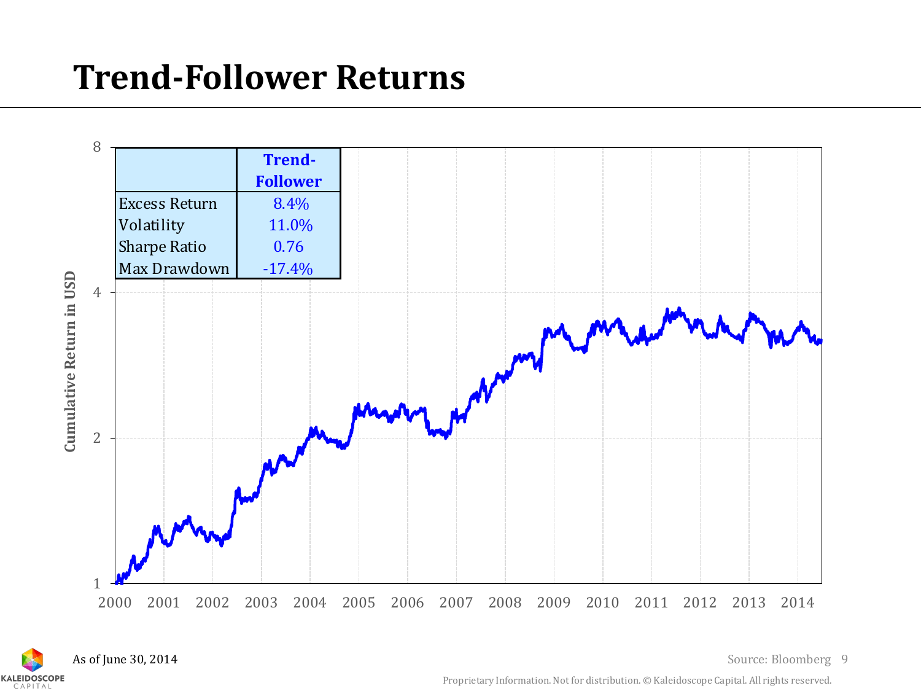# Trend-Follower Returns

|  | Trend-Follower |
|---|---|
| Excess Return | 8.4% |
| Volatility | 11.0% |
| Sharpe Ratio | 0.76 |
| Max Drawdown | -17.4% |

As of June 30, 2014

Source: Bloomberg

Proprietary Information. Not for distribution. © Kaleidoscope Capital. All rights reserved.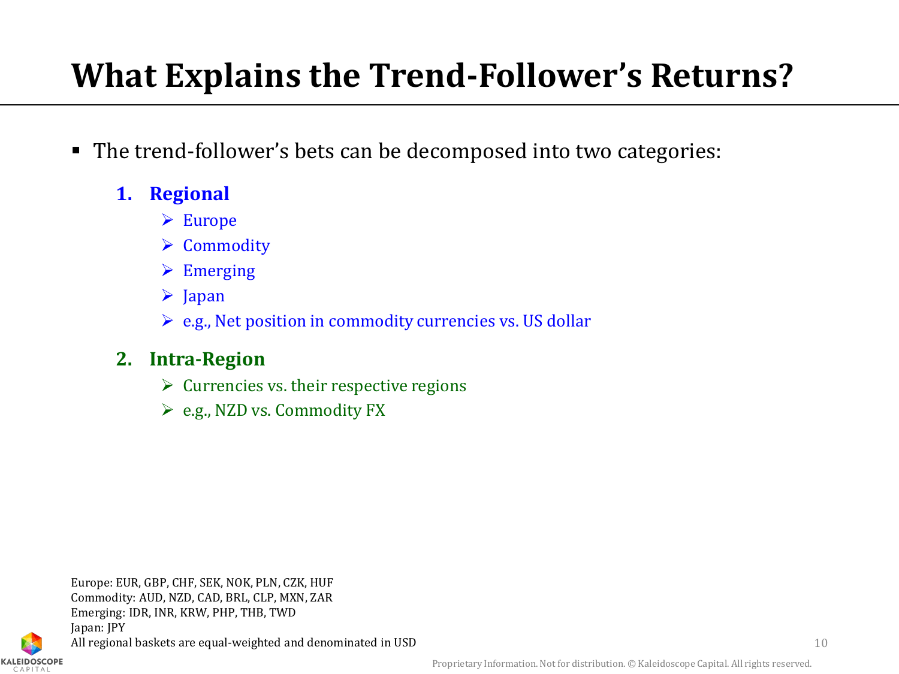# What Explains the Trend-Follower's Returns?

- The trend-follower's bets can be decomposed into two categories:

  1. **Regional**
     - Europe
     - Commodity
     - Emerging
     - Japan
     - e.g., Net position in commodity currencies vs. US dollar

  2. **Intra-Region**
     - Currencies vs. their respective regions
     - e.g., NZD vs. Commodity FX

Europe: EUR, GBP, CHF, SEK, NOK, PLN, CZK, HUF
Commodity: AUD, NZD, CAD, BRL, CLP, MXN, ZAR
Emerging: IDR, INR, KRW, PHP, THB, TWD
Japan: JPY
All regional baskets are equal-weighted and denominated in USD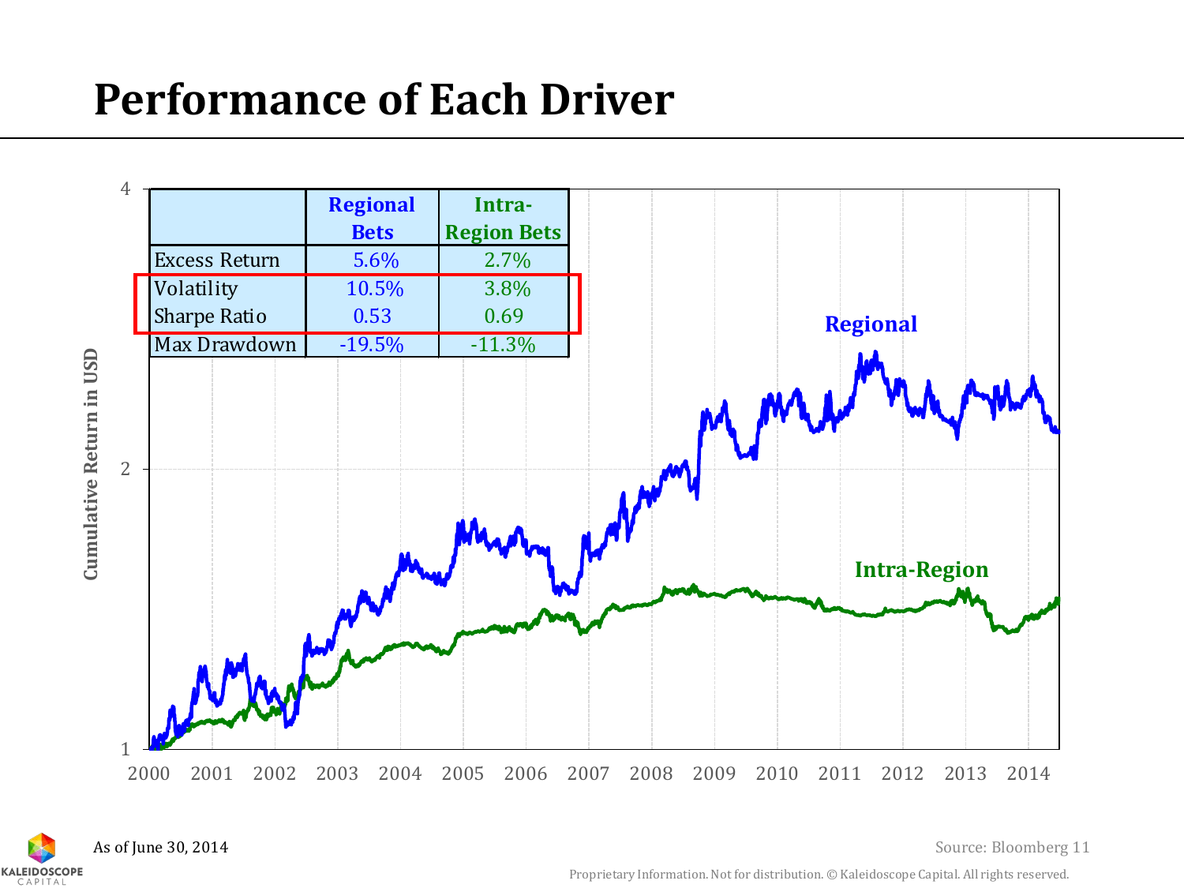# Performance of Each Driver

| | Regional Bets | Intra-Region Bets |
|---|---|---|
| Excess Return | 5.6% | 2.7% |
| Volatility | 10.5% | 3.8% |
| Sharpe Ratio | 0.53 | 0.69 |
| Max Drawdown | -19.5% | -11.3% |

Cumulative Return in USD

Regional

Intra-Region

2000 2001 2002 2003 2004 2005 2006 2007 2008 2009 2010 2011 2012 2013 2014

As of June 30, 2014

Source: Bloomberg

Proprietary Information. Not for distribution. © Kaleidoscope Capital. All rights reserved.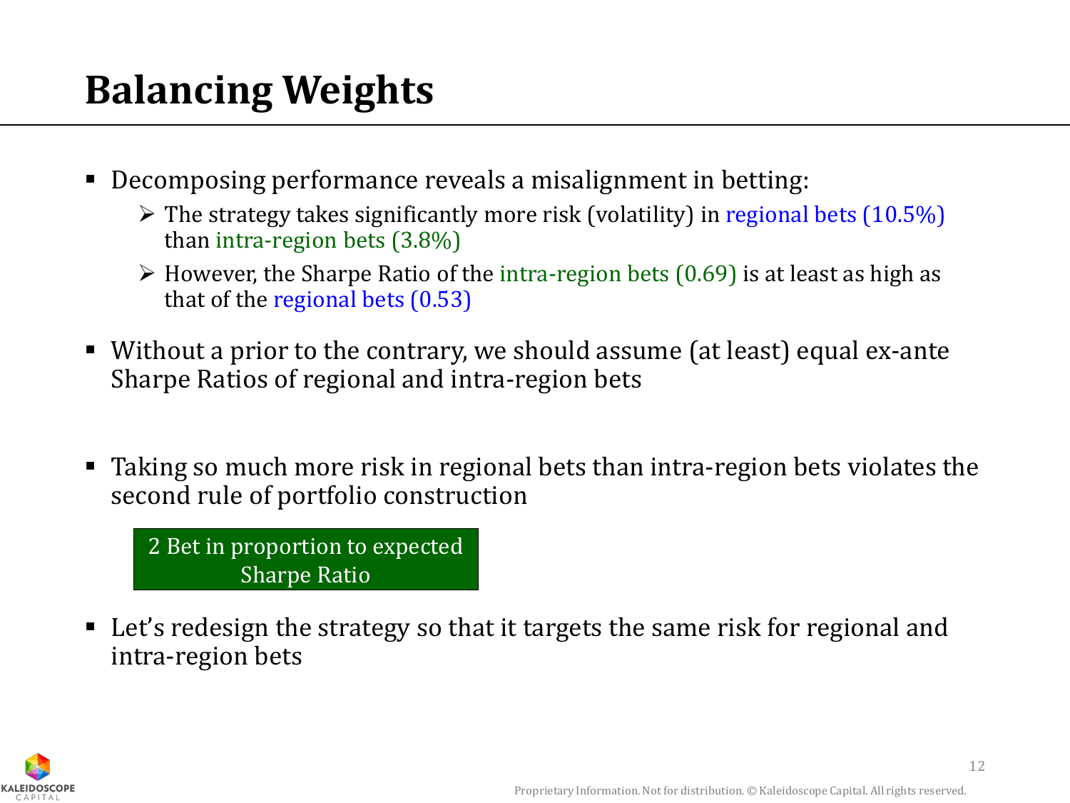# Balancing Weights

- Decomposing performance reveals a misalignment in betting:
  - The strategy takes significantly more risk (volatility) in regional bets (10.5%) than intra-region bets (3.8%)
  - However, the Sharpe Ratio of the intra-region bets (0.69) is at least as high as that of the regional bets (0.53)
- Without a prior to the contrary, we should assume (at least) equal ex-ante Sharpe Ratios of regional and intra-region bets
- Taking so much more risk in regional bets than intra-region bets violates the second rule of portfolio construction

> 2 Bet in proportion to expected Sharpe Ratio

- Let's redesign the strategy so that it targets the same risk for regional and intra-region bets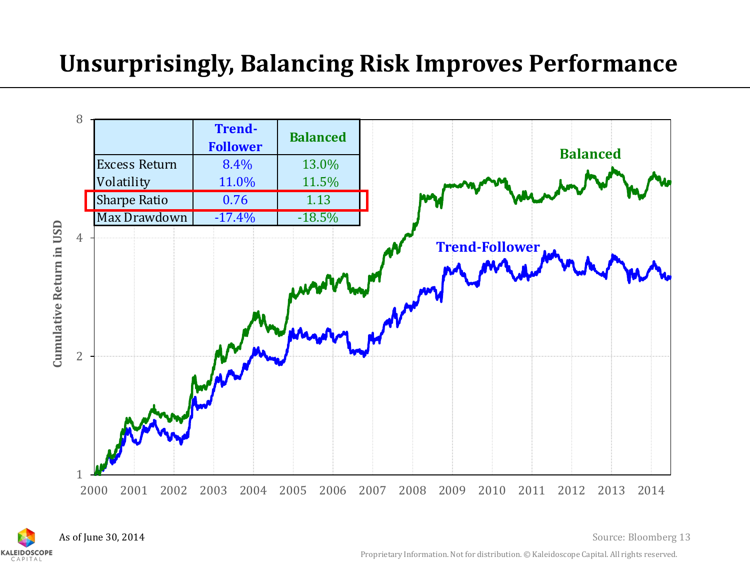# Unsurprisingly, Balancing Risk Improves Performance

| | Trend-Follower | Balanced |
|---|---|---|
| Excess Return | 8.4% | 13.0% |
| Volatility | 11.0% | 11.5% |
| Sharpe Ratio | 0.76 | 1.13 |
| Max Drawdown | -17.4% | -18.5% |

As of June 30, 2014

Source: Bloomberg

Proprietary Information. Not for distribution. © Kaleidoscope Capital. All rights reserved.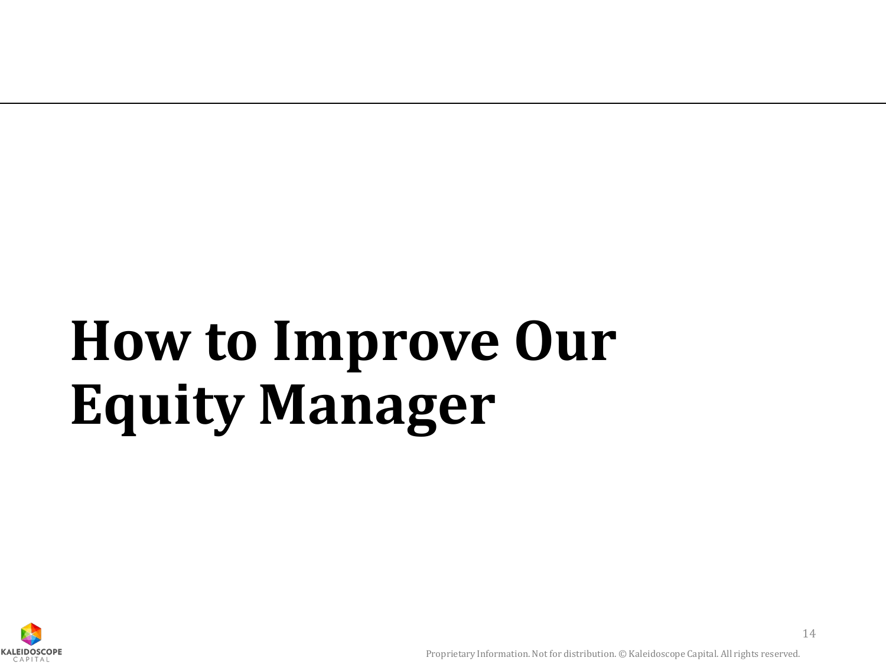# How to Improve Our Equity Manager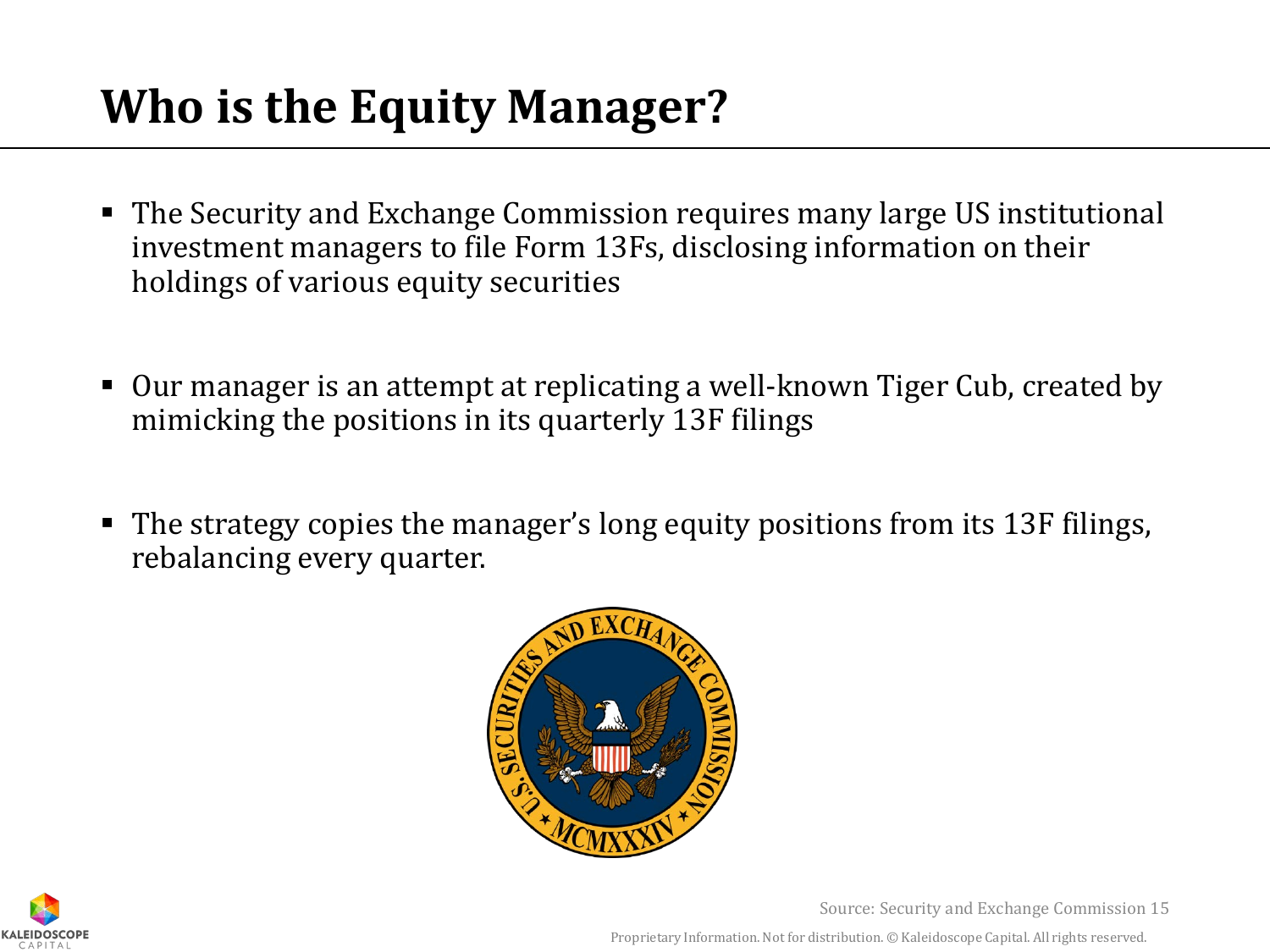# Who is the Equity Manager?

- The Security and Exchange Commission requires many large US institutional investment managers to file Form 13Fs, disclosing information on their holdings of various equity securities
- Our manager is an attempt at replicating a well-known Tiger Cub, created by mimicking the positions in its quarterly 13F filings
- The strategy copies the manager's long equity positions from its 13F filings, rebalancing every quarter.

Source: Security and Exchange Commission

Proprietary Information. Not for distribution. © Kaleidoscope Capital. All rights reserved.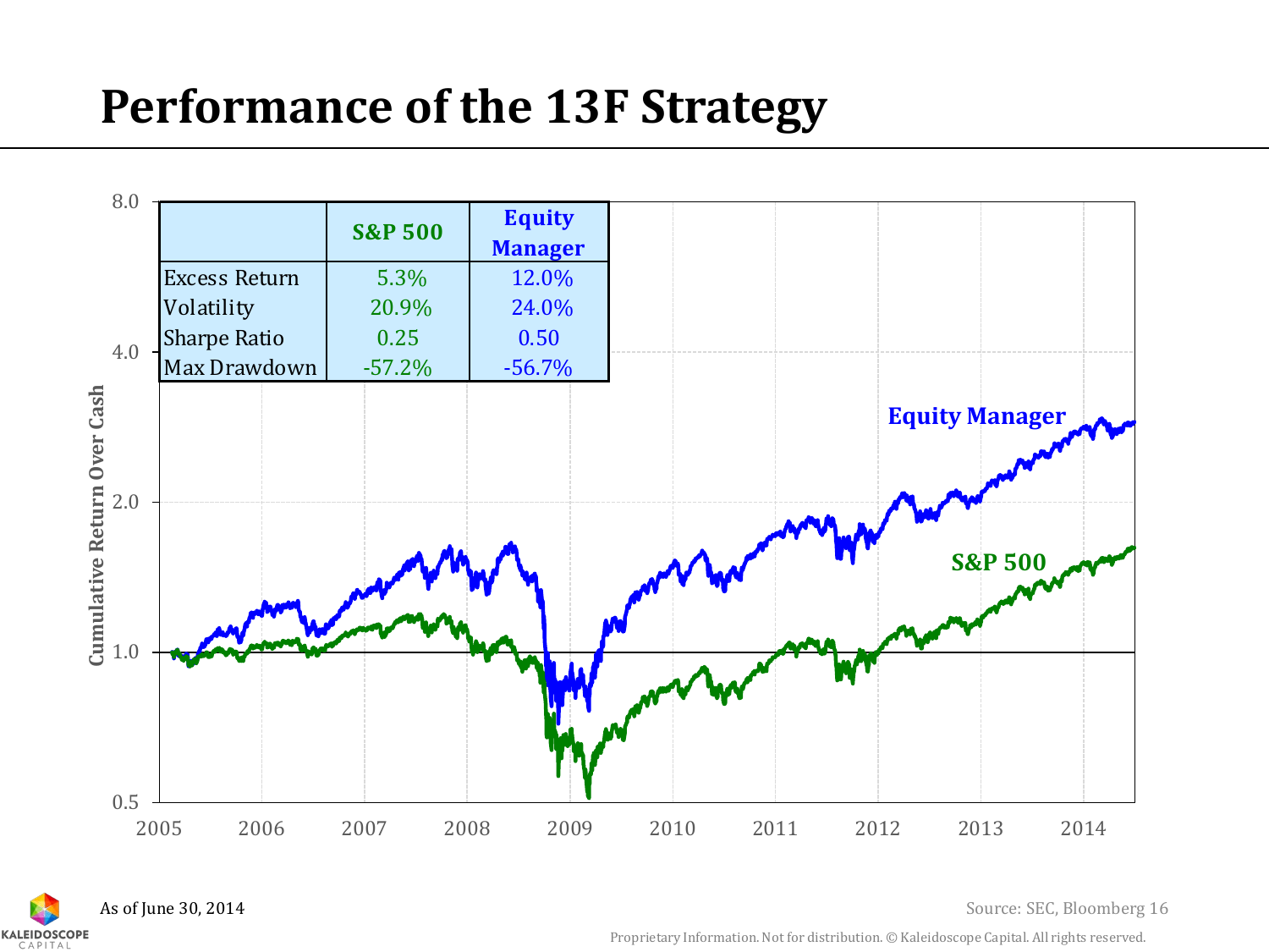# Performance of the 13F Strategy

| | S&P 500 | Equity Manager |
|---|---|---|
| Excess Return | 5.3% | 12.0% |
| Volatility | 20.9% | 24.0% |
| Sharpe Ratio | 0.25 | 0.50 |
| Max Drawdown | -57.2% | -56.7% |

Cumulative Return Over Cash

Equity Manager

S&P 500

As of June 30, 2014

Source: SEC, Bloomberg

Proprietary Information. Not for distribution. © Kaleidoscope Capital. All rights reserved.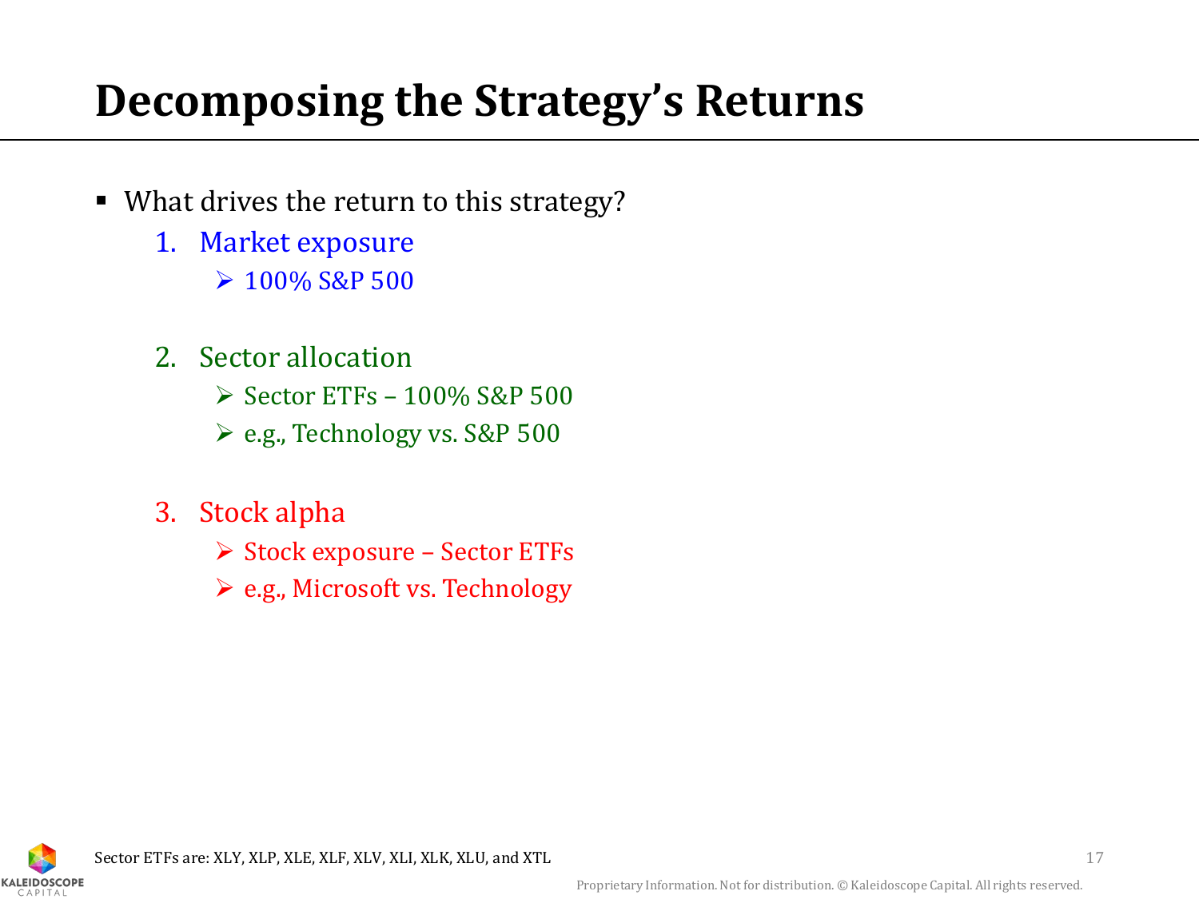# Decomposing the Strategy's Returns

- What drives the return to this strategy?
  1. Market exposure
     - 100% S&P 500
  2. Sector allocation
     - Sector ETFs – 100% S&P 500
     - e.g., Technology vs. S&P 500
  3. Stock alpha
     - Stock exposure – Sector ETFs
     - e.g., Microsoft vs. Technology

Sector ETFs are: XLY, XLP, XLE, XLF, XLV, XLI, XLK, XLU, and XTL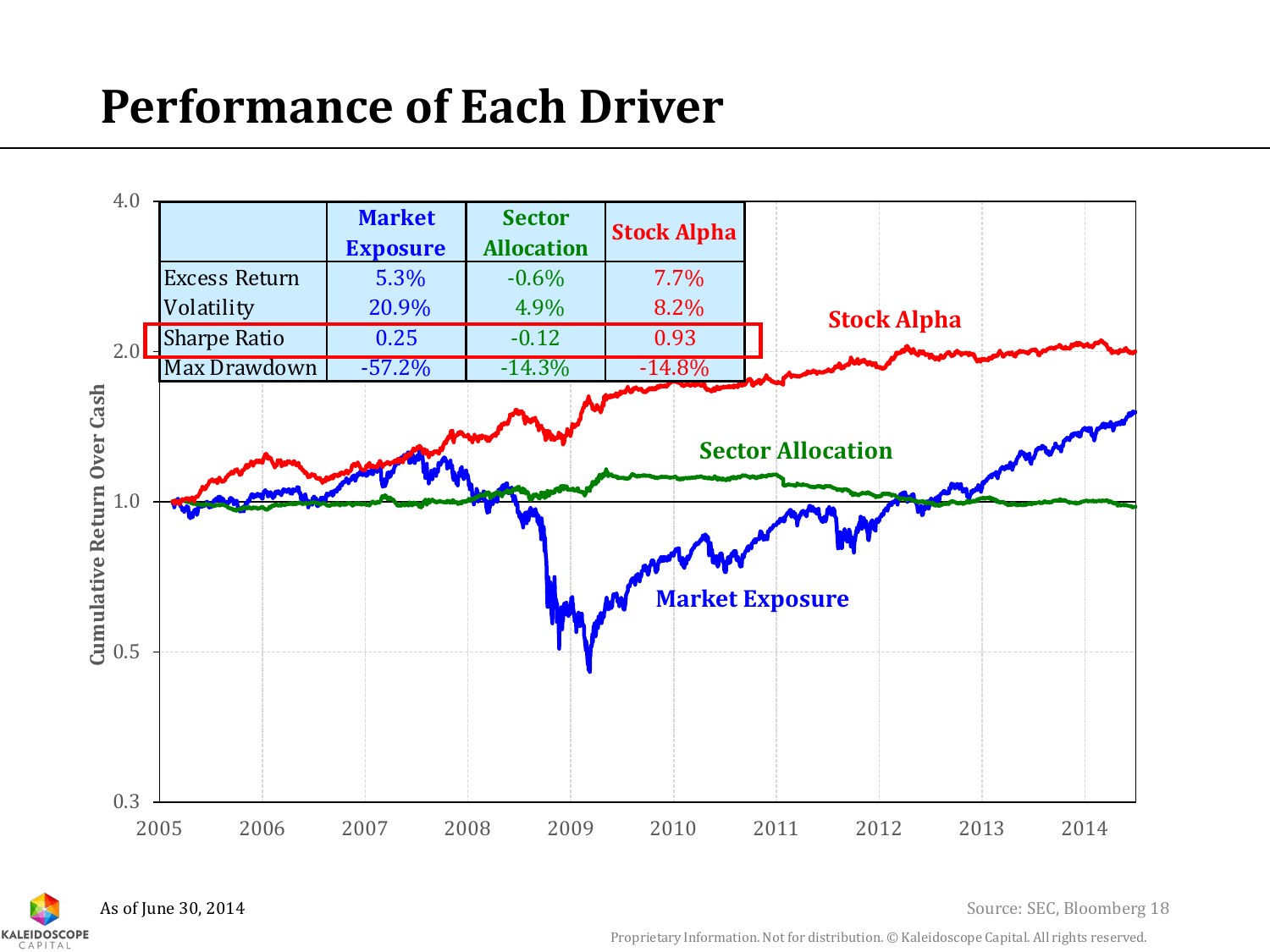# Performance of Each Driver

|  | Market Exposure | Sector Allocation | Stock Alpha |
|---|---|---|---|
| Excess Return | 5.3% | -0.6% | 7.7% |
| Volatility | 20.9% | 4.9% | 8.2% |
| Sharpe Ratio | 0.25 | -0.12 | 0.93 |
| Max Drawdown | -57.2% | -14.3% | -14.8% |

As of June 30, 2014

Source: SEC, Bloomberg

Proprietary Information. Not for distribution. © Kaleidoscope Capital. All rights reserved.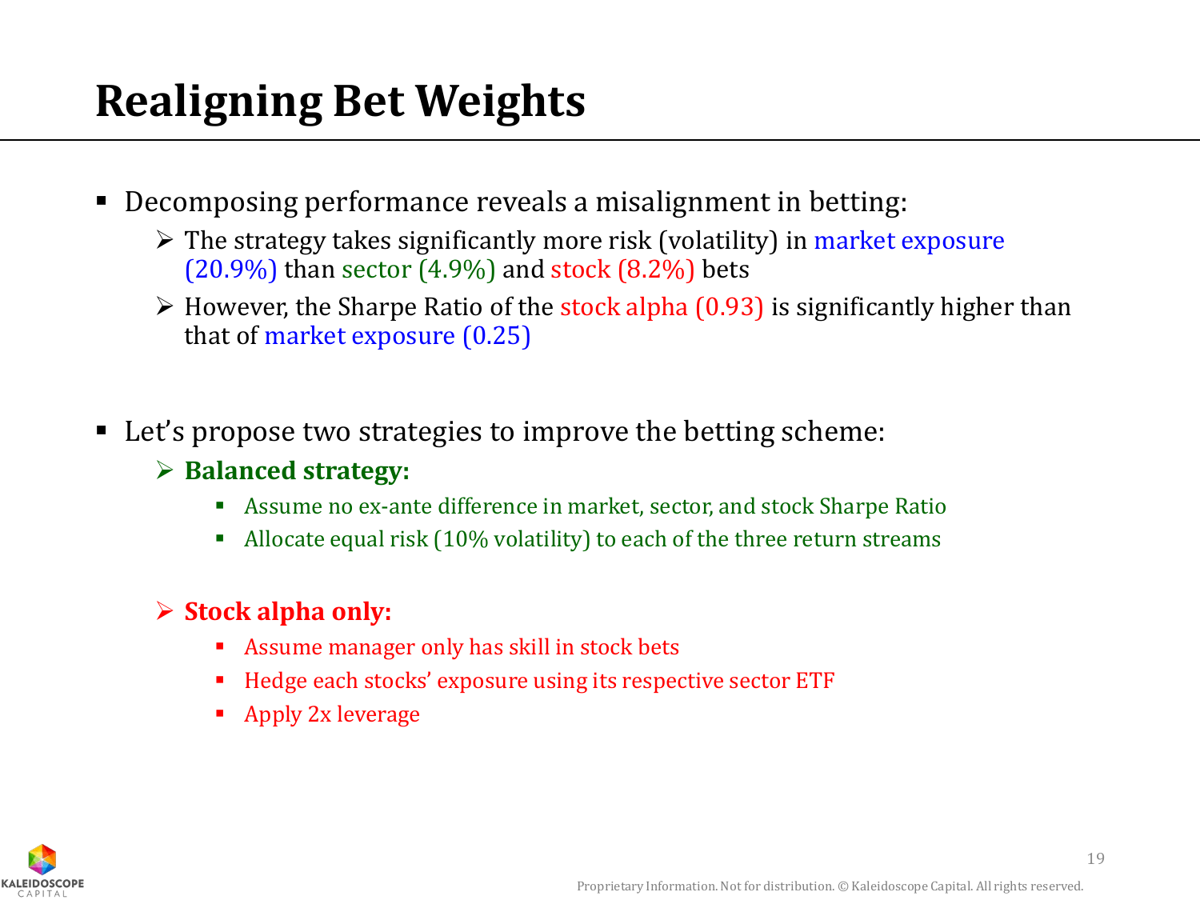# Realigning Bet Weights

- Decomposing performance reveals a misalignment in betting:
  - The strategy takes significantly more risk (volatility) in market exposure (20.9%) than sector (4.9%) and stock (8.2%) bets
  - However, the Sharpe Ratio of the stock alpha (0.93) is significantly higher than that of market exposure (0.25)

- Let's propose two strategies to improve the betting scheme:
  - **Balanced strategy:**
    - Assume no ex-ante difference in market, sector, and stock Sharpe Ratio
    - Allocate equal risk (10% volatility) to each of the three return streams
  - **Stock alpha only:**
    - Assume manager only has skill in stock bets
    - Hedge each stocks' exposure using its respective sector ETF
    - Apply 2x leverage

Proprietary Information. Not for distribution. © Kaleidoscope Capital. All rights reserved.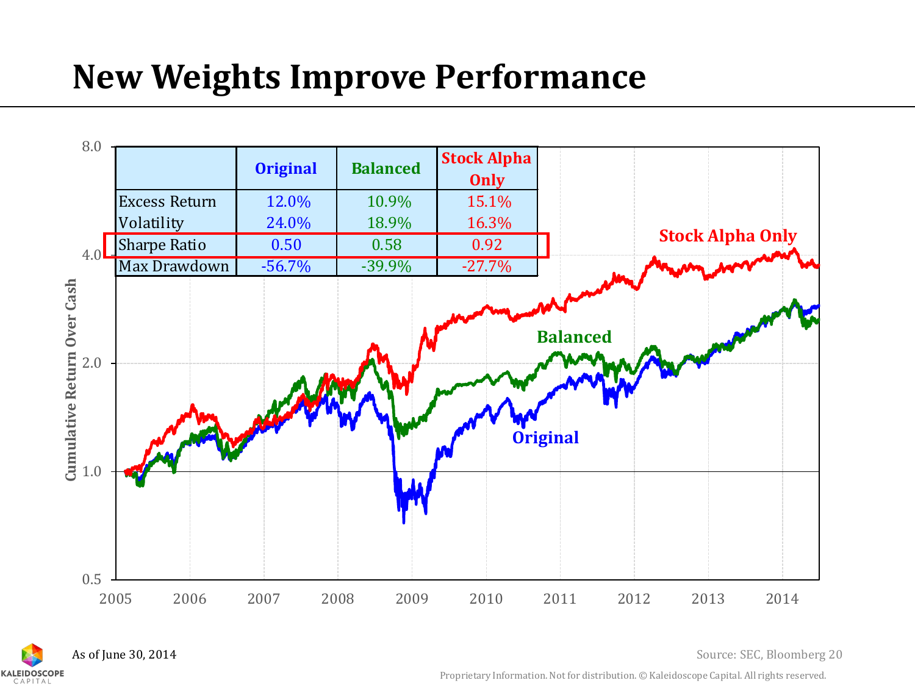# New Weights Improve Performance

| | Original | Balanced | Stock Alpha Only |
|---|---|---|---|
| Excess Return | 12.0% | 10.9% | 15.1% |
| Volatility | 24.0% | 18.9% | 16.3% |
| Sharpe Ratio | 0.50 | 0.58 | 0.92 |
| Max Drawdown | -56.7% | -39.9% | -27.7% |

As of June 30, 2014

Source: SEC, Bloomberg

Proprietary Information. Not for distribution. © Kaleidoscope Capital. All rights reserved.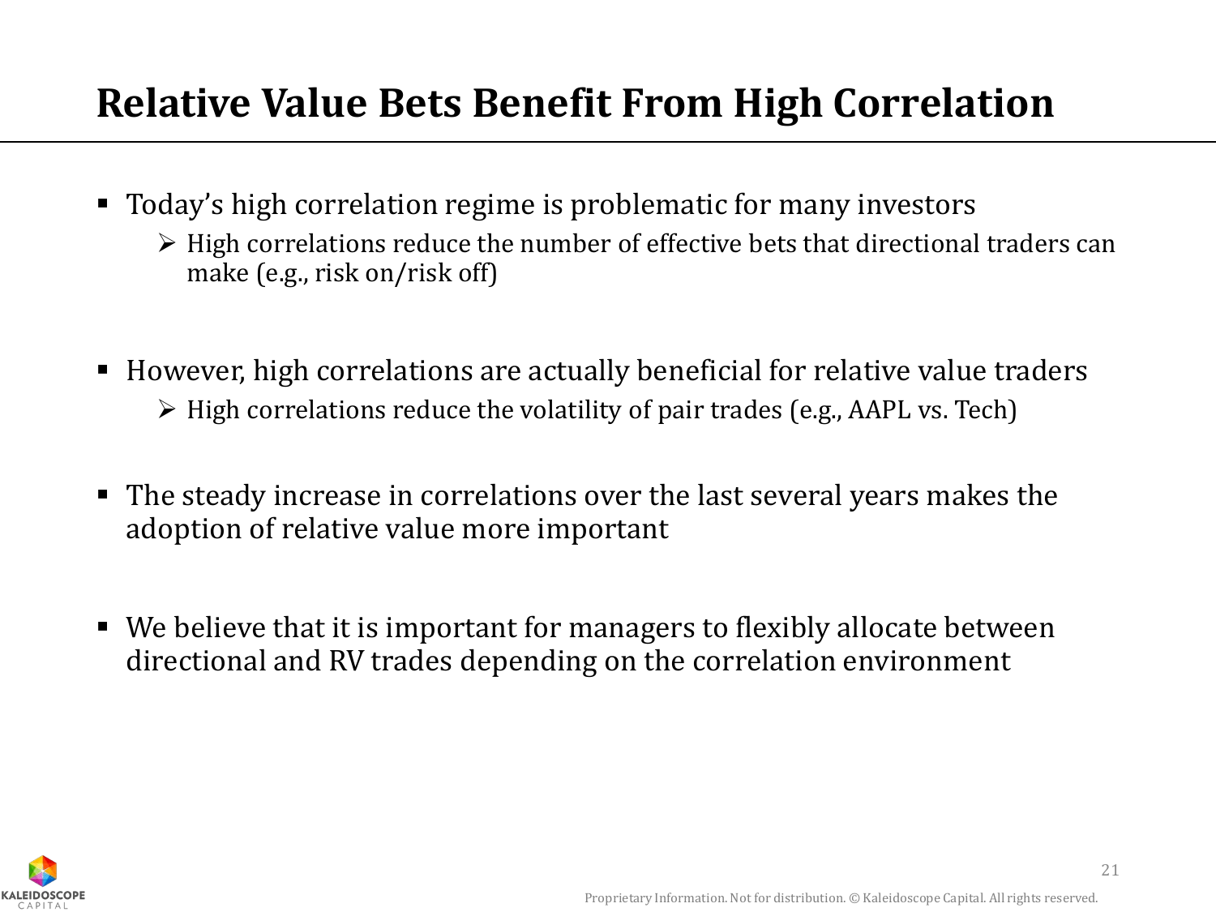# Relative Value Bets Benefit From High Correlation

- Today's high correlation regime is problematic for many investors
  - High correlations reduce the number of effective bets that directional traders can make (e.g., risk on/risk off)

- However, high correlations are actually beneficial for relative value traders
  - High correlations reduce the volatility of pair trades (e.g., AAPL vs. Tech)

- The steady increase in correlations over the last several years makes the adoption of relative value more important

- We believe that it is important for managers to flexibly allocate between directional and RV trades depending on the correlation environment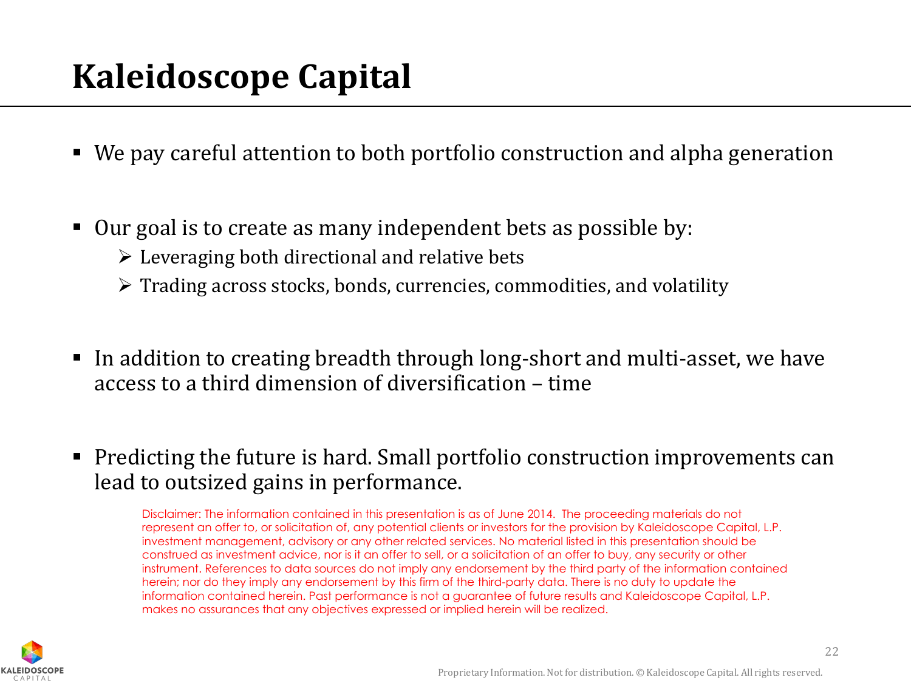# Kaleidoscope Capital

- We pay careful attention to both portfolio construction and alpha generation

- Our goal is to create as many independent bets as possible by:
  - Leveraging both directional and relative bets
  - Trading across stocks, bonds, currencies, commodities, and volatility

- In addition to creating breadth through long-short and multi-asset, we have access to a third dimension of diversification – time

- Predicting the future is hard. Small portfolio construction improvements can lead to outsized gains in performance.

Disclaimer: The information contained in this presentation is as of June 2014. The proceeding materials do not represent an offer to, or solicitation of, any potential clients or investors for the provision by Kaleidoscope Capital, L.P. investment management, advisory or any other related services. No material listed in this presentation should be construed as investment advice, nor is it an offer to sell, or a solicitation of an offer to buy, any security or other instrument. References to data sources do not imply any endorsement by the third party of the information contained herein; nor do they imply any endorsement by this firm of the third-party data. There is no duty to update the information contained herein. Past performance is not a guarantee of future results and Kaleidoscope Capital, L.P. makes no assurances that any objectives expressed or implied herein will be realized.

KALEIDOSCOPE CAPITAL

Proprietary Information. Not for distribution. © Kaleidoscope Capital. All rights reserved.